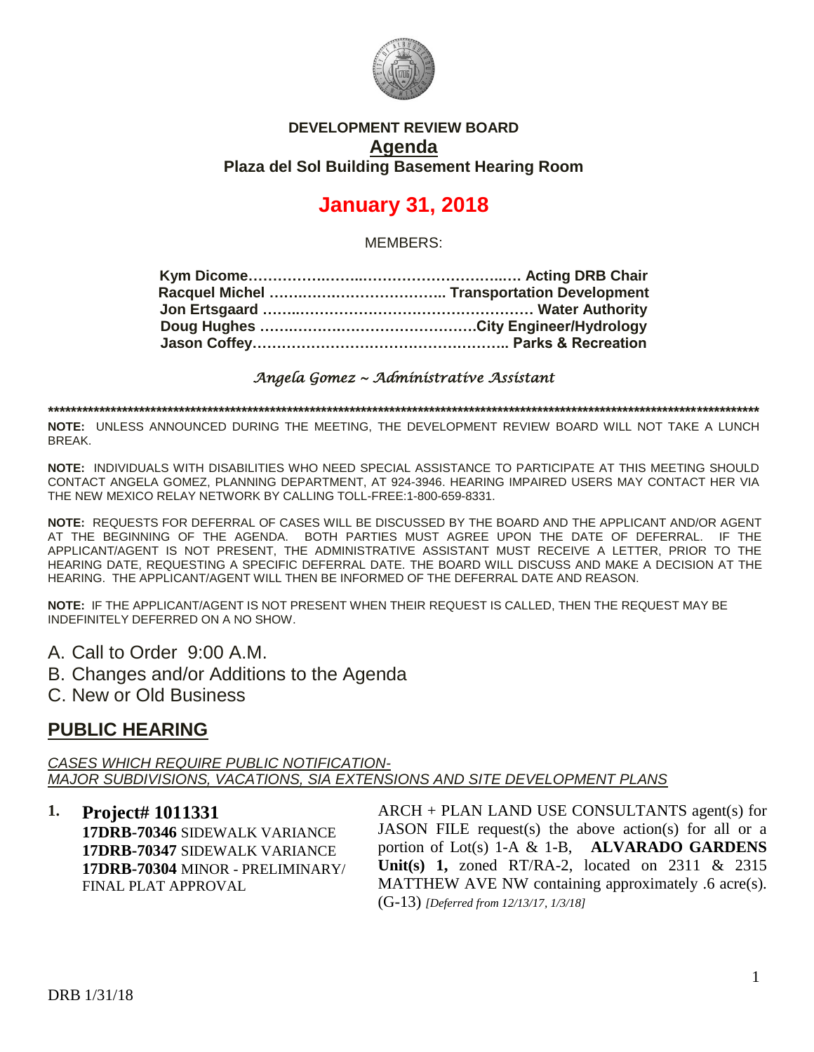**DEVELOPMENT REVIEW BOARD**

# Agenda

**Plaza del Sol Building Basement Hearing Room**

## January 31, 2018

MEMBERS:

**Kym Dicome……………………………………………… Acting DRB Chair**
**Racquel Michel ……………………………… Transportation Development**
**Jon Ertsgaard ……………………………………………… Water Authority**
**Doug Hughes ………………………………………City Engineer/Hydrology**
**Jason Coffey……………………………………………… Parks & Recreation**

*Angela Gomez ~ Administrative Assistant*

**\*\*\*\*\*\*\*\*\*\*\*\*\*\*\*\*\*\*\*\*\*\*\*\*\*\*\*\*\*\*\*\*\*\*\*\*\*\*\*\*\*\*\*\*\*\*\*\*\*\*\*\*\*\*\*\*\*\*\*\*\*\*\*\*\*\*\*\*\*\*\*\*\*\*\*\*\*\*\*\*\*\*\*\*\*\*\*\*\*\*\*\*\*\*\*\*\*\*\*\*\*\*\*\*\*\*\*\*\*\*\*\*\*\*\*\*\*\*\*\*\*\*\*\*\*\*\*\*\*\*\***

**NOTE:** UNLESS ANNOUNCED DURING THE MEETING, THE DEVELOPMENT REVIEW BOARD WILL NOT TAKE A LUNCH BREAK.

**NOTE:** INDIVIDUALS WITH DISABILITIES WHO NEED SPECIAL ASSISTANCE TO PARTICIPATE AT THIS MEETING SHOULD CONTACT ANGELA GOMEZ, PLANNING DEPARTMENT, AT 924-3946. HEARING IMPAIRED USERS MAY CONTACT HER VIA THE NEW MEXICO RELAY NETWORK BY CALLING TOLL-FREE:1-800-659-8331.

**NOTE:** REQUESTS FOR DEFERRAL OF CASES WILL BE DISCUSSED BY THE BOARD AND THE APPLICANT AND/OR AGENT AT THE BEGINNING OF THE AGENDA. BOTH PARTIES MUST AGREE UPON THE DATE OF DEFERRAL. IF THE APPLICANT/AGENT IS NOT PRESENT, THE ADMINISTRATIVE ASSISTANT MUST RECEIVE A LETTER, PRIOR TO THE HEARING DATE, REQUESTING A SPECIFIC DEFERRAL DATE. THE BOARD WILL DISCUSS AND MAKE A DECISION AT THE HEARING. THE APPLICANT/AGENT WILL THEN BE INFORMED OF THE DEFERRAL DATE AND REASON.

**NOTE:** IF THE APPLICANT/AGENT IS NOT PRESENT WHEN THEIR REQUEST IS CALLED, THEN THE REQUEST MAY BE INDEFINITELY DEFERRED ON A NO SHOW.

A. Call to Order 9:00 A.M.
B. Changes and/or Additions to the Agenda
C. New or Old Business

## PUBLIC HEARING

*CASES WHICH REQUIRE PUBLIC NOTIFICATION-*
*MAJOR SUBDIVISIONS, VACATIONS, SIA EXTENSIONS AND SITE DEVELOPMENT PLANS*

1. **Project# 1011331**
   **17DRB-70346** SIDEWALK VARIANCE
   **17DRB-70347** SIDEWALK VARIANCE
   **17DRB-70304** MINOR - PRELIMINARY/ FINAL PLAT APPROVAL

   ARCH + PLAN LAND USE CONSULTANTS agent(s) for JASON FILE request(s) the above action(s) for all or a portion of Lot(s) 1-A & 1-B, **ALVARADO GARDENS Unit(s) 1,** zoned RT/RA-2, located on 2311 & 2315 MATTHEW AVE NW containing approximately .6 acre(s). (G-13) *[Deferred from 12/13/17, 1/3/18]*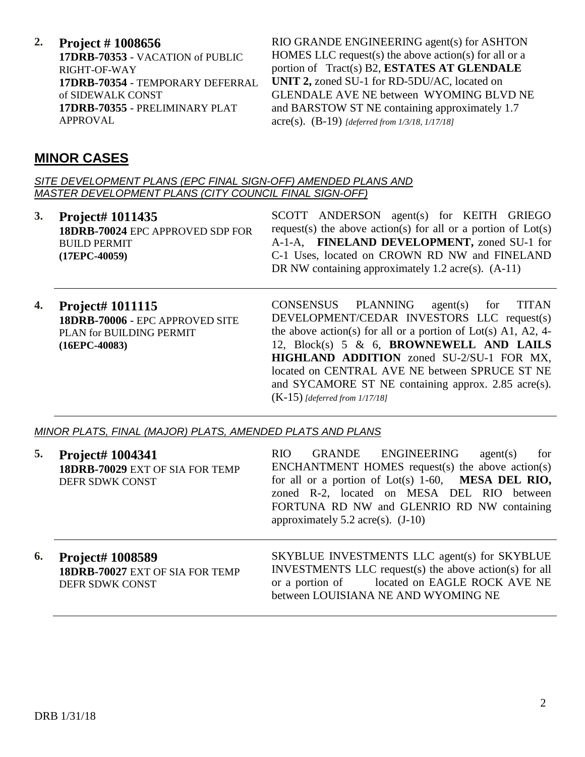**2. Project # 1008656**
**17DRB-70353** - VACATION of PUBLIC RIGHT-OF-WAY
**17DRB-70354** - TEMPORARY DEFERRAL of SIDEWALK CONST
**17DRB-70355** - PRELIMINARY PLAT APPROVAL

RIO GRANDE ENGINEERING agent(s) for ASHTON HOMES LLC request(s) the above action(s) for all or a portion of Tract(s) B2, **ESTATES AT GLENDALE UNIT 2,** zoned SU-1 for RD-5DU/AC, located on GLENDALE AVE NE between WYOMING BLVD NE and BARSTOW ST NE containing approximately 1.7 acre(s). (B-19) *[deferred from 1/3/18, 1/17/18]*

## MINOR CASES

*SITE DEVELOPMENT PLANS (EPC FINAL SIGN-OFF) AMENDED PLANS AND MASTER DEVELOPMENT PLANS (CITY COUNCIL FINAL SIGN-OFF)*

**3. Project# 1011435**
**18DRB-70024** EPC APPROVED SDP FOR BUILD PERMIT
**(17EPC-40059)**

SCOTT ANDERSON agent(s) for KEITH GRIEGO request(s) the above action(s) for all or a portion of Lot(s) A-1-A, **FINELAND DEVELOPMENT,** zoned SU-1 for C-1 Uses, located on CROWN RD NW and FINELAND DR NW containing approximately 1.2 acre(s). (A-11)

---

**4. Project# 1011115**
**18DRB-70006** - EPC APPROVED SITE PLAN for BUILDING PERMIT
**(16EPC-40083)**

CONSENSUS PLANNING agent(s) for TITAN DEVELOPMENT/CEDAR INVESTORS LLC request(s) the above action(s) for all or a portion of Lot(s) A1, A2, 4-12, Block(s) 5 & 6, **BROWNEWELL AND LAILS HIGHLAND ADDITION** zoned SU-2/SU-1 FOR MX, located on CENTRAL AVE NE between SPRUCE ST NE and SYCAMORE ST NE containing approx. 2.85 acre(s). (K-15) *[deferred from 1/17/18]*

---

*MINOR PLATS, FINAL (MAJOR) PLATS, AMENDED PLATS AND PLANS*

**5. Project# 1004341**
**18DRB-70029** EXT OF SIA FOR TEMP DEFR SDWK CONST

RIO GRANDE ENGINEERING agent(s) for ENCHANTMENT HOMES request(s) the above action(s) for all or a portion of Lot(s) 1-60, **MESA DEL RIO,** zoned R-2, located on MESA DEL RIO between FORTUNA RD NW and GLENRIO RD NW containing approximately 5.2 acre(s). (J-10)

---

**6. Project# 1008589**
**18DRB-70027** EXT OF SIA FOR TEMP DEFR SDWK CONST

SKYBLUE INVESTMENTS LLC agent(s) for SKYBLUE INVESTMENTS LLC request(s) the above action(s) for all or a portion of located on EAGLE ROCK AVE NE between LOUISIANA NE AND WYOMING NE

---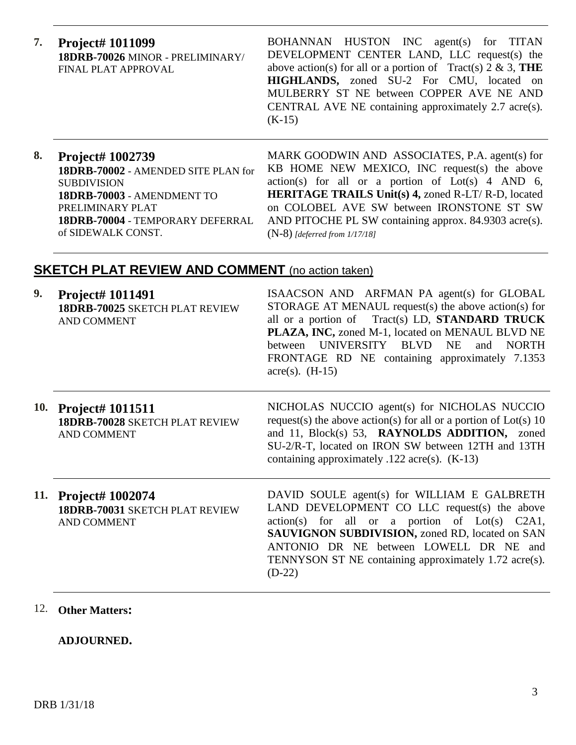**7. Project# 1011099**
**18DRB-70026** MINOR - PRELIMINARY/ FINAL PLAT APPROVAL

BOHANNAN HUSTON INC agent(s) for TITAN DEVELOPMENT CENTER LAND, LLC request(s) the above action(s) for all or a portion of Tract(s) 2 & 3, **THE HIGHLANDS,** zoned SU-2 For CMU, located on MULBERRY ST NE between COPPER AVE NE AND CENTRAL AVE NE containing approximately 2.7 acre(s). (K-15)

---

**8. Project# 1002739**
**18DRB-70002** - AMENDED SITE PLAN for SUBDIVISION
**18DRB-70003** - AMENDMENT TO PRELIMINARY PLAT
**18DRB-70004** - TEMPORARY DEFERRAL of SIDEWALK CONST.

MARK GOODWIN AND ASSOCIATES, P.A. agent(s) for KB HOME NEW MEXICO, INC request(s) the above action(s) for all or a portion of Lot(s) 4 AND 6, **HERITAGE TRAILS Unit(s) 4,** zoned R-LT/ R-D, located on COLOBEL AVE SW between IRONSTONE ST SW AND PITOCHE PL SW containing approx. 84.9303 acre(s). (N-8) *[deferred from 1/17/18]*

---

## SKETCH PLAT REVIEW AND COMMENT (no action taken)

**9. Project# 1011491**
**18DRB-70025** SKETCH PLAT REVIEW AND COMMENT

ISAACSON AND ARFMAN PA agent(s) for GLOBAL STORAGE AT MENAUL request(s) the above action(s) for all or a portion of Tract(s) LD, **STANDARD TRUCK PLAZA, INC,** zoned M-1, located on MENAUL BLVD NE between UNIVERSITY BLVD NE and NORTH FRONTAGE RD NE containing approximately 7.1353 acre(s). (H-15)

---

**10. Project# 1011511**
**18DRB-70028** SKETCH PLAT REVIEW AND COMMENT

NICHOLAS NUCCIO agent(s) for NICHOLAS NUCCIO request(s) the above action(s) for all or a portion of Lot(s) 10 and 11, Block(s) 53, **RAYNOLDS ADDITION,** zoned SU-2/R-T, located on IRON SW between 12TH and 13TH containing approximately .122 acre(s). (K-13)

---

**11. Project# 1002074**
**18DRB-70031** SKETCH PLAT REVIEW AND COMMENT

DAVID SOULE agent(s) for WILLIAM E GALBRETH LAND DEVELOPMENT CO LLC request(s) the above action(s) for all or a portion of Lot(s) C2A1, **SAUVIGNON SUBDIVISION,** zoned RD, located on SAN ANTONIO DR NE between LOWELL DR NE and TENNYSON ST NE containing approximately 1.72 acre(s). (D-22)

---

12. **Other Matters:**

**ADJOURNED.**